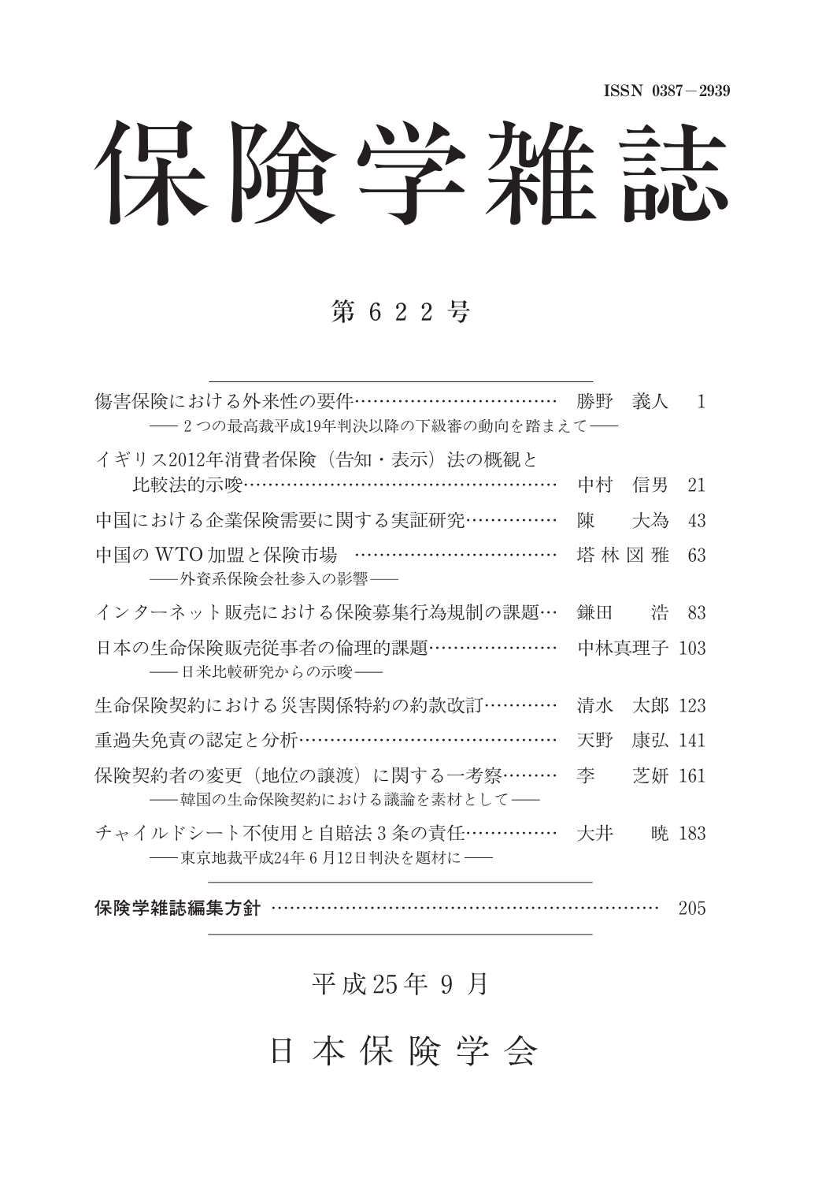ISSN 0387－2939

# 保険学雑誌

## 第 6 2 2 号

傷害保険における外来性の要件……………………………… 勝野　義人　1
―― 2 つの最高裁平成19年判決以降の下級審の動向を踏まえて ――

イギリス2012年消費者保険（告知・表示）法の概観と
比較法的示唆……………………………………………… 中村　信男　21

中国における企業保険需要に関する実証研究…………… 陳　　大為　43

中国の WTO 加盟と保険市場 …………………………… 塔 林 図 雅　63
――外資系保険会社参入の影響――

インターネット販売における保険募集行為規制の課題… 鎌田　　浩　83

日本の生命保険販売従事者の倫理的課題………………… 中林真理子　103
―― 日米比較研究からの示唆 ――

生命保険契約における災害関係特約の約款改訂………… 清水　太郎　123

重過失免責の認定と分析………………………………… 天野　康弘　141

保険契約者の変更（地位の譲渡）に関する一考察……… 李　　芝妍　161
――韓国の生命保険契約における議論を素材として――

チャイルドシート不使用と自賠法 3 条の責任…………… 大井　　暁　183
――東京地裁平成24年 6 月12日判決を題材に ――

**保険学雑誌編集方針** ………………………………………………………… 205

平成25年 9 月

日 本 保 険 学 会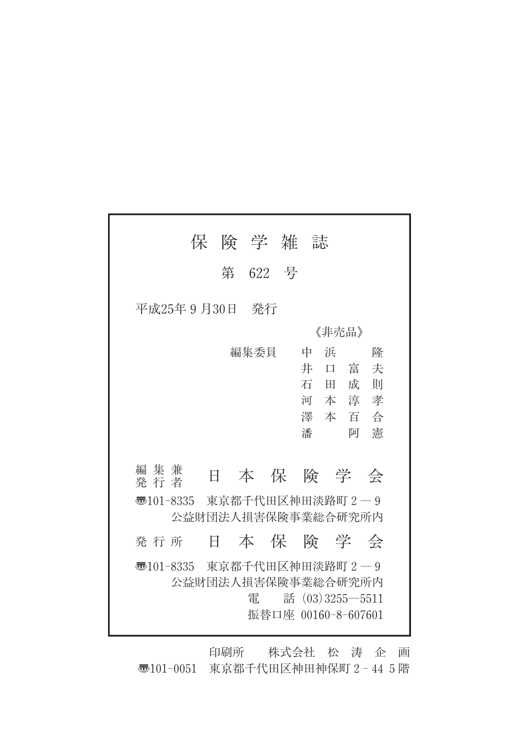# 保 険 学 雑 誌

第 622 号

平成25年 9 月30日　発行

《非売品》

編集委員　中　浜　　　隆
　　　　　井　口　富　夫
　　　　　石　田　成　則
　　　　　河　本　淳　孝
　　　　　澤　本　百　合
　　　　　潘　　　阿　憲

編集兼発行者　日 本 保 険 学 会

〠101-8335　東京都千代田区神田淡路町２－９
公益財団法人損害保険事業総合研究所内

発行所　日 本 保 険 学 会

〠101-8335　東京都千代田区神田淡路町２－９
公益財団法人損害保険事業総合研究所内
電　　話 (03)3255―5511
振替口座 00160-8-607601

印刷所　　株式会社　松 涛 企 画
〠101-0051　東京都千代田区神田神保町２－44 ５階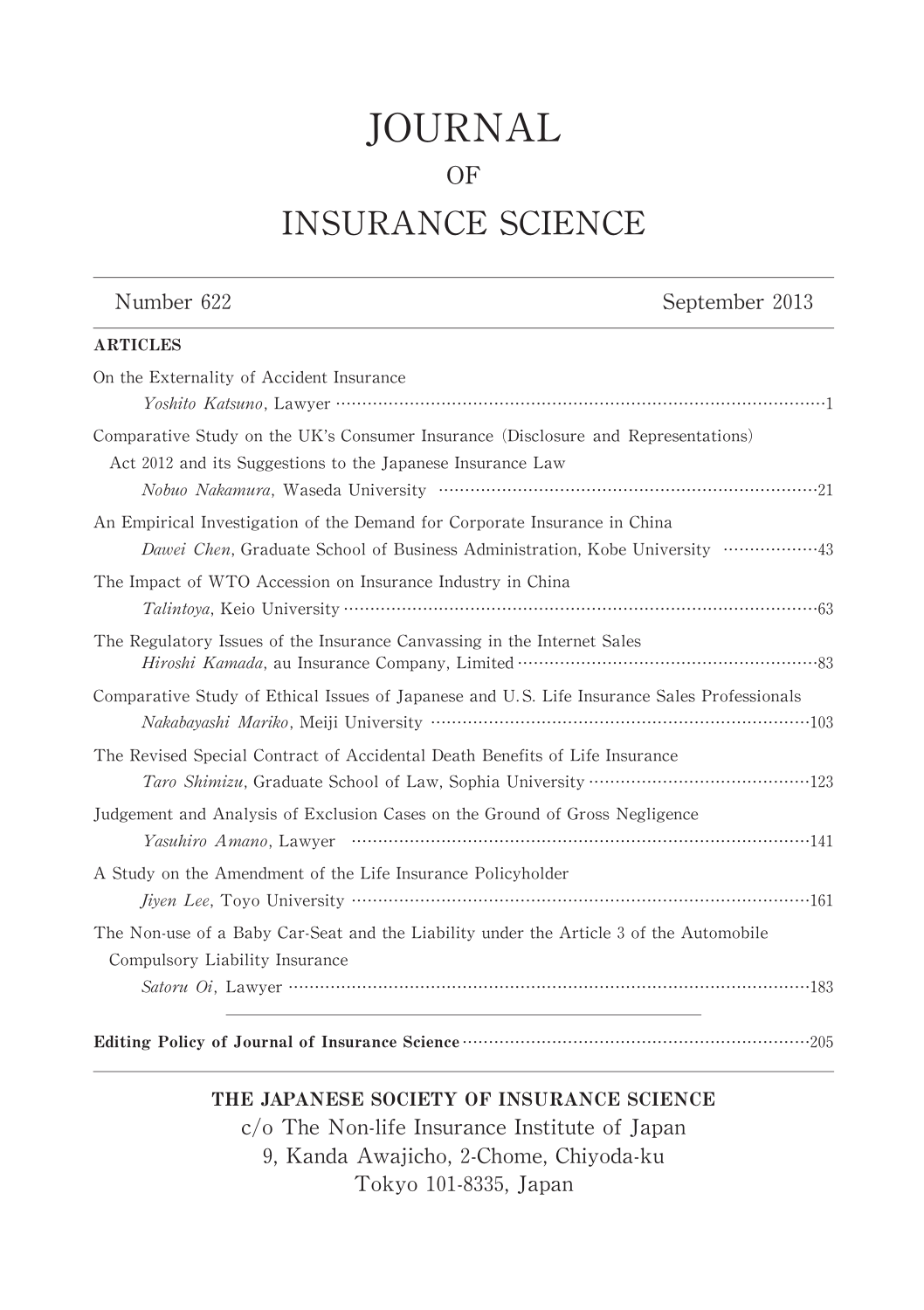# JOURNAL
OF
# INSURANCE SCIENCE

Number 622 September 2013

**ARTICLES**

On the Externality of Accident Insurance
*Yoshito Katsuno*, Lawyer ……1

Comparative Study on the UK's Consumer Insurance (Disclosure and Representations) Act 2012 and its Suggestions to the Japanese Insurance Law
*Nobuo Nakamura*, Waseda University ……21

An Empirical Investigation of the Demand for Corporate Insurance in China
*Dawei Chen*, Graduate School of Business Administration, Kobe University ……43

The Impact of WTO Accession on Insurance Industry in China
*Talintoya*, Keio University ……63

The Regulatory Issues of the Insurance Canvassing in the Internet Sales
*Hiroshi Kamada*, au Insurance Company, Limited ……83

Comparative Study of Ethical Issues of Japanese and U.S. Life Insurance Sales Professionals
*Nakabayashi Mariko*, Meiji University ……103

The Revised Special Contract of Accidental Death Benefits of Life Insurance
*Taro Shimizu*, Graduate School of Law, Sophia University ……123

Judgement and Analysis of Exclusion Cases on the Ground of Gross Negligence
*Yasuhiro Amano*, Lawyer ……141

A Study on the Amendment of the Life Insurance Policyholder
*Jiyen Lee*, Toyo University ……161

The Non-use of a Baby Car-Seat and the Liability under the Article 3 of the Automobile Compulsory Liability Insurance
*Satoru Oi*, Lawyer ……183

---

**Editing Policy of Journal of Insurance Science** ……205

---

**THE JAPANESE SOCIETY OF INSURANCE SCIENCE**
c/o The Non-life Insurance Institute of Japan
9, Kanda Awajicho, 2-Chome, Chiyoda-ku
Tokyo 101-8335, Japan